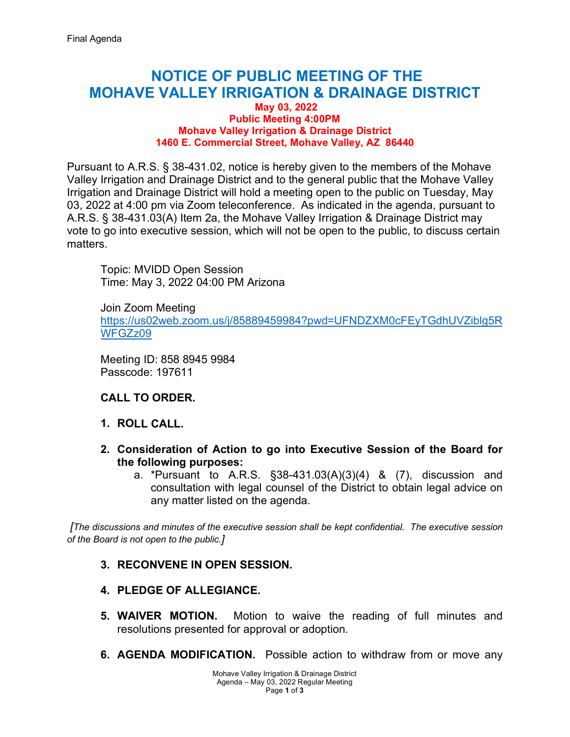Final Agenda

# NOTICE OF PUBLIC MEETING OF THE MOHAVE VALLEY IRRIGATION & DRAINAGE DISTRICT

**May 03, 2022**
**Public Meeting 4:00PM**
**Mohave Valley Irrigation & Drainage District**
**1460 E. Commercial Street, Mohave Valley, AZ 86440**

Pursuant to A.R.S. § 38-431.02, notice is hereby given to the members of the Mohave Valley Irrigation and Drainage District and to the general public that the Mohave Valley Irrigation and Drainage District will hold a meeting open to the public on Tuesday, May 03, 2022 at 4:00 pm via Zoom teleconference. As indicated in the agenda, pursuant to A.R.S. § 38-431.03(A) Item 2a, the Mohave Valley Irrigation & Drainage District may vote to go into executive session, which will not be open to the public, to discuss certain matters.

Topic: MVIDD Open Session
Time: May 3, 2022 04:00 PM Arizona

Join Zoom Meeting
https://us02web.zoom.us/j/85889459984?pwd=UFNDZXM0cFEyTGdhUVZiblg5RWFGZz09

Meeting ID: 858 8945 9984
Passcode: 197611

**CALL TO ORDER.**

1. **ROLL CALL.**

2. **Consideration of Action to go into Executive Session of the Board for the following purposes:**
   a. *Pursuant to A.R.S. §38-431.03(A)(3)(4) & (7), discussion and consultation with legal counsel of the District to obtain legal advice on any matter listed on the agenda.

*[The discussions and minutes of the executive session shall be kept confidential. The executive session of the Board is not open to the public.]*

3. **RECONVENE IN OPEN SESSION.**

4. **PLEDGE OF ALLEGIANCE.**

5. **WAIVER MOTION.** Motion to waive the reading of full minutes and resolutions presented for approval or adoption.

6. **AGENDA MODIFICATION.** Possible action to withdraw from or move any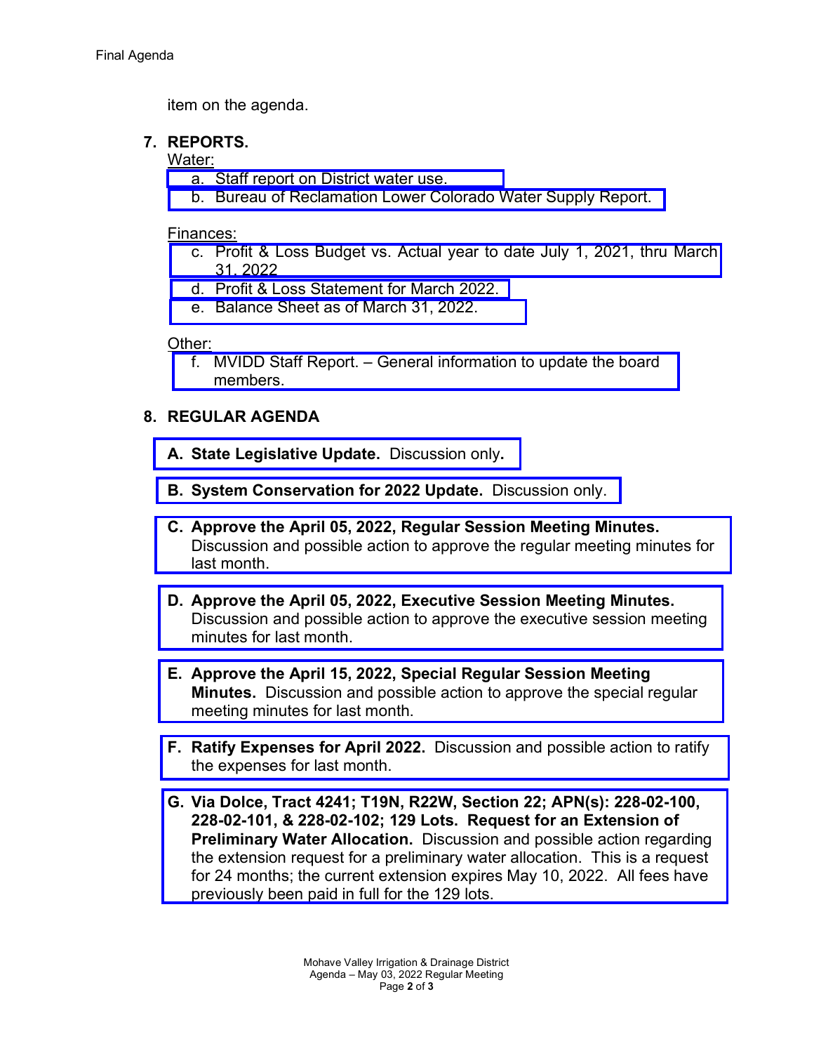item on the agenda.

7. **REPORTS.**

Water:

a. Staff report on District water use.
b. Bureau of Reclamation Lower Colorado Water Supply Report.

Finances:

c. Profit & Loss Budget vs. Actual year to date July 1, 2021, thru March 31, 2022
d. Profit & Loss Statement for March 2022.
e. Balance Sheet as of March 31, 2022.

Other:

f. MVIDD Staff Report. – General information to update the board members.

8. **REGULAR AGENDA**

**A. State Legislative Update.** Discussion only**.**

**B. System Conservation for 2022 Update.** Discussion only.

**C. Approve the April 05, 2022, Regular Session Meeting Minutes.** Discussion and possible action to approve the regular meeting minutes for last month.

**D. Approve the April 05, 2022, Executive Session Meeting Minutes.** Discussion and possible action to approve the executive session meeting minutes for last month.

**E. Approve the April 15, 2022, Special Regular Session Meeting Minutes.** Discussion and possible action to approve the special regular meeting minutes for last month.

**F. Ratify Expenses for April 2022.** Discussion and possible action to ratify the expenses for last month.

**G. Via Dolce, Tract 4241; T19N, R22W, Section 22; APN(s): 228-02-100, 228-02-101, & 228-02-102; 129 Lots. Request for an Extension of Preliminary Water Allocation.** Discussion and possible action regarding the extension request for a preliminary water allocation. This is a request for 24 months; the current extension expires May 10, 2022. All fees have previously been paid in full for the 129 lots.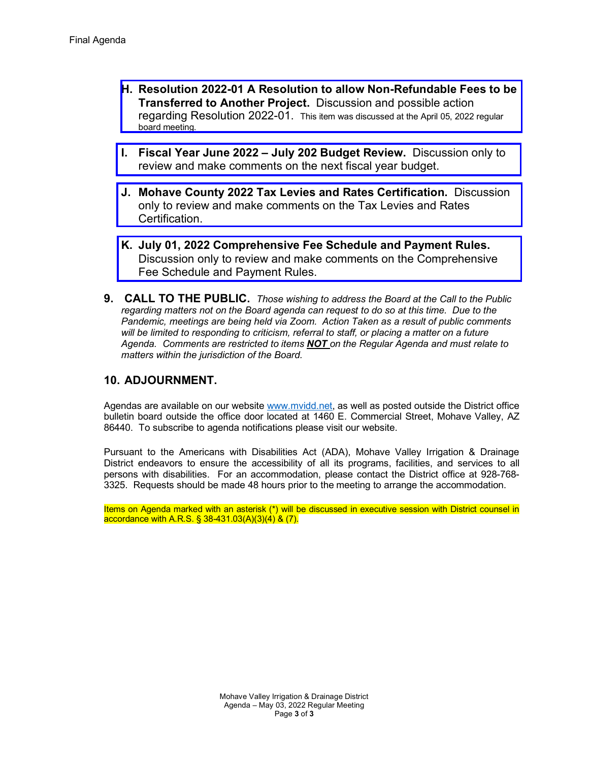**H. Resolution 2022-01 A Resolution to allow Non-Refundable Fees to be Transferred to Another Project.** Discussion and possible action regarding Resolution 2022-01. This item was discussed at the April 05, 2022 regular board meeting.

**I. Fiscal Year June 2022 – July 202 Budget Review.** Discussion only to review and make comments on the next fiscal year budget.

**J. Mohave County 2022 Tax Levies and Rates Certification.** Discussion only to review and make comments on the Tax Levies and Rates Certification.

**K. July 01, 2022 Comprehensive Fee Schedule and Payment Rules.** Discussion only to review and make comments on the Comprehensive Fee Schedule and Payment Rules.

**9. CALL TO THE PUBLIC.** *Those wishing to address the Board at the Call to the Public regarding matters not on the Board agenda can request to do so at this time. Due to the Pandemic, meetings are being held via Zoom. Action Taken as a result of public comments will be limited to responding to criticism, referral to staff, or placing a matter on a future Agenda. Comments are restricted to items **NOT** on the Regular Agenda and must relate to matters within the jurisdiction of the Board.*

## 10. ADJOURNMENT.

Agendas are available on our website www.mvidd.net, as well as posted outside the District office bulletin board outside the office door located at 1460 E. Commercial Street, Mohave Valley, AZ 86440. To subscribe to agenda notifications please visit our website.

Pursuant to the Americans with Disabilities Act (ADA), Mohave Valley Irrigation & Drainage District endeavors to ensure the accessibility of all its programs, facilities, and services to all persons with disabilities. For an accommodation, please contact the District office at 928-768-3325. Requests should be made 48 hours prior to the meeting to arrange the accommodation.

Items on Agenda marked with an asterisk (*) will be discussed in executive session with District counsel in accordance with A.R.S. § 38-431.03(A)(3)(4) & (7).